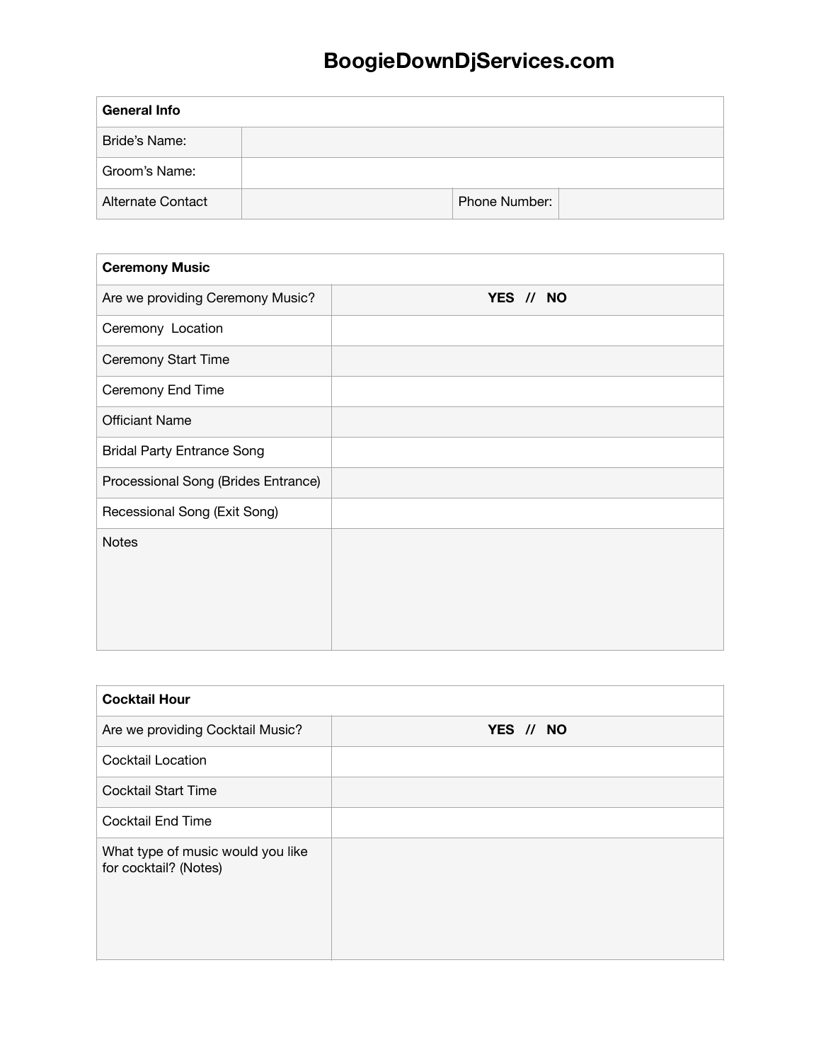# BoogieDownDjServices.com

| General Info | | | |
|---|---|---|---|
| Bride's Name: | | | |
| Groom's Name: | | | |
| Alternate Contact | | Phone Number: | |

| Ceremony Music | |
|---|---|
| Are we providing Ceremony Music? | **YES // NO** |
| Ceremony Location | |
| Ceremony Start Time | |
| Ceremony End Time | |
| Officiant Name | |
| Bridal Party Entrance Song | |
| Processional Song (Brides Entrance) | |
| Recessional Song (Exit Song) | |
| Notes | |

| Cocktail Hour | |
|---|---|
| Are we providing Cocktail Music? | **YES // NO** |
| Cocktail Location | |
| Cocktail Start Time | |
| Cocktail End Time | |
| What type of music would you like for cocktail? (Notes) | |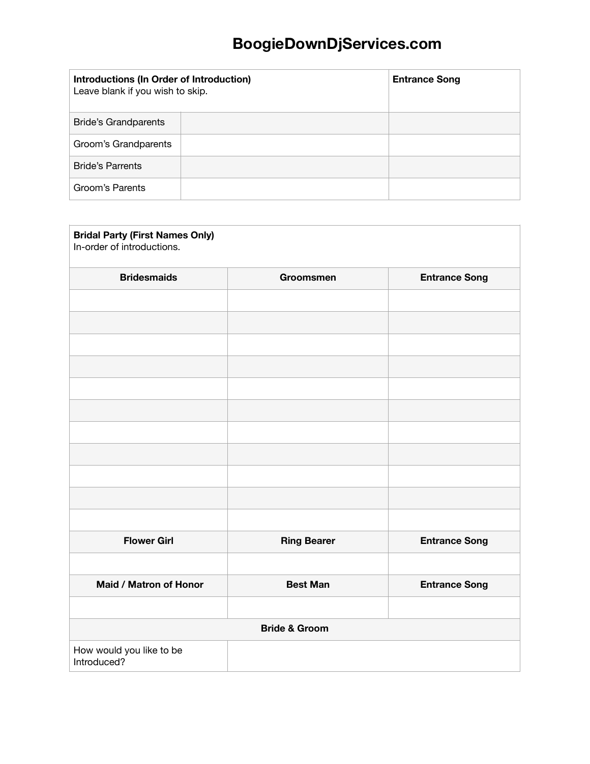# BoogieDownDjServices.com

| **Introductions (In Order of Introduction)** Leave blank if you wish to skip. | | **Entrance Song** |
|---|---|---|
| Bride's Grandparents | | |
| Groom's Grandparents | | |
| Bride's Parrents | | |
| Groom's Parents | | |

| **Bridal Party (First Names Only)** In-order of introductions. | | |
|---|---|---|
| **Bridesmaids** | **Groomsmen** | **Entrance Song** |
| | | |
| | | |
| | | |
| | | |
| | | |
| | | |
| | | |
| | | |
| | | |
| | | |
| | | |
| **Flower Girl** | **Ring Bearer** | **Entrance Song** |
| | | |
| **Maid / Matron of Honor** | **Best Man** | **Entrance Song** |
| | | |
| **Bride & Groom** | | |
| How would you like to be Introduced? | | |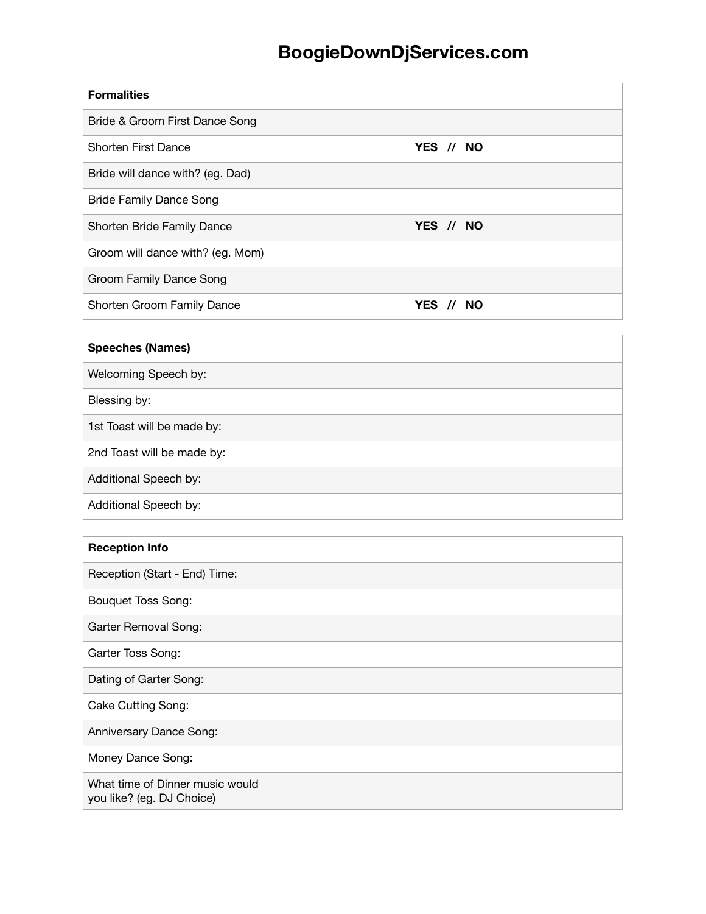# BoogieDownDjServices.com

| **Formalities** | |
|---|---|
| Bride & Groom First Dance Song | |
| Shorten First Dance | **YES // NO** |
| Bride will dance with? (eg. Dad) | |
| Bride Family Dance Song | |
| Shorten Bride Family Dance | **YES // NO** |
| Groom will dance with? (eg. Mom) | |
| Groom Family Dance Song | |
| Shorten Groom Family Dance | **YES // NO** |

| **Speeches (Names)** | |
|---|---|
| Welcoming Speech by: | |
| Blessing by: | |
| 1st Toast will be made by: | |
| 2nd Toast will be made by: | |
| Additional Speech by: | |
| Additional Speech by: | |

| **Reception Info** | |
|---|---|
| Reception (Start - End) Time: | |
| Bouquet Toss Song: | |
| Garter Removal Song: | |
| Garter Toss Song: | |
| Dating of Garter Song: | |
| Cake Cutting Song: | |
| Anniversary Dance Song: | |
| Money Dance Song: | |
| What time of Dinner music would you like? (eg. DJ Choice) | |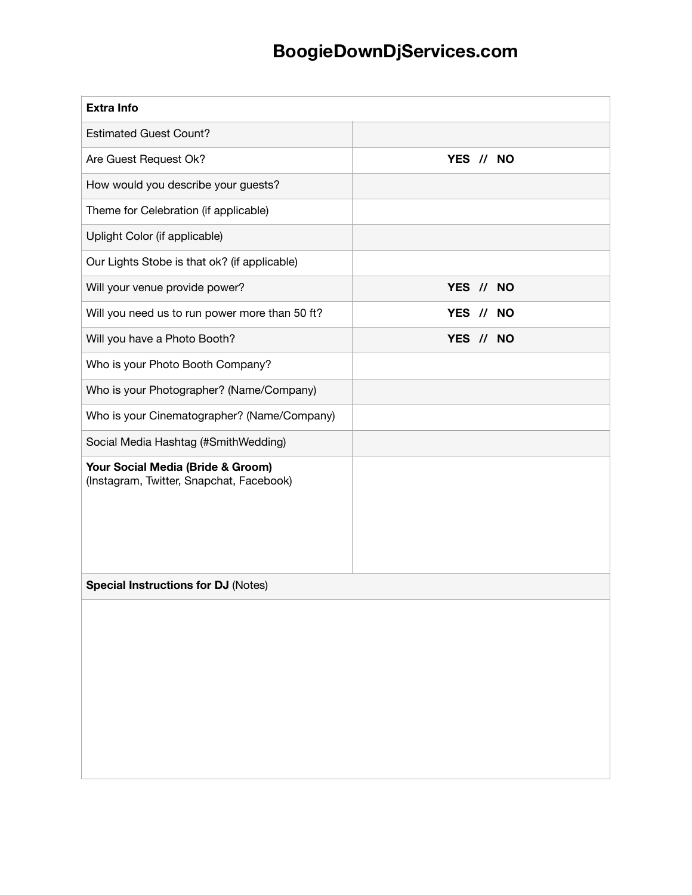# BoogieDownDjServices.com

| **Extra Info** | |
|---|---|
| Estimated Guest Count? | |
| Are Guest Request Ok? | **YES // NO** |
| How would you describe your guests? | |
| Theme for Celebration (if applicable) | |
| Uplight Color (if applicable) | |
| Our Lights Stobe is that ok? (if applicable) | |
| Will your venue provide power? | **YES // NO** |
| Will you need us to run power more than 50 ft? | **YES // NO** |
| Will you have a Photo Booth? | **YES // NO** |
| Who is your Photo Booth Company? | |
| Who is your Photographer? (Name/Company) | |
| Who is your Cinematographer? (Name/Company) | |
| Social Media Hashtag (#SmithWedding) | |
| **Your Social Media (Bride & Groom)** (Instagram, Twitter, Snapchat, Facebook) | |
| **Special Instructions for DJ** (Notes) | |